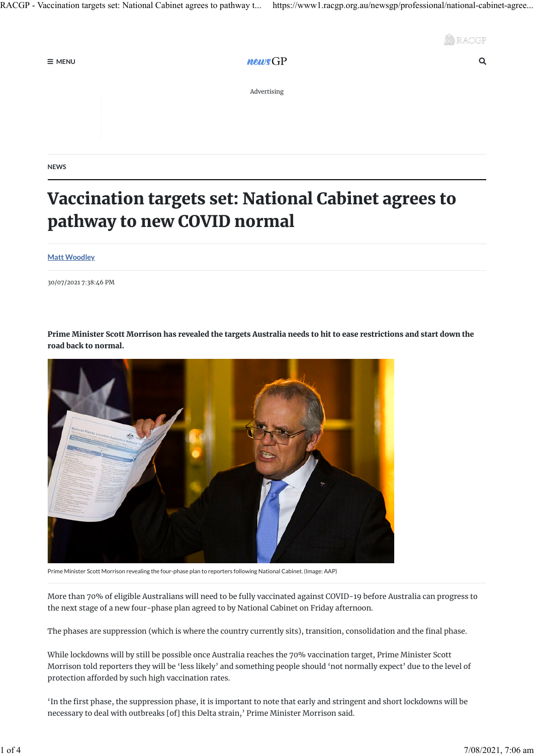NEWS

# Vaccination targets set: National Cabinet agrees to pathway to new COVID normal

Matt Woodley

30/07/2021 7:38:46 PM

**Prime Minister Scott Morrison has revealed the targets Australia needs to hit to ease restrictions and start down the road back to normal.**

Prime Minister Scott Morrison revealing the four-phase plan to reporters following National Cabinet. (Image: AAP)

More than 70% of eligible Australians will need to be fully vaccinated against COVID-19 before Australia can progress to the next stage of a new four-phase plan agreed to by National Cabinet on Friday afternoon.

The phases are suppression (which is where the country currently sits), transition, consolidation and the final phase.

While lockdowns will by still be possible once Australia reaches the 70% vaccination target, Prime Minister Scott Morrison told reporters they will be 'less likely' and something people should 'not normally expect' due to the level of protection afforded by such high vaccination rates.

'In the first phase, the suppression phase, it is important to note that early and stringent and short lockdowns will be necessary to deal with outbreaks [of] this Delta strain,' Prime Minister Morrison said.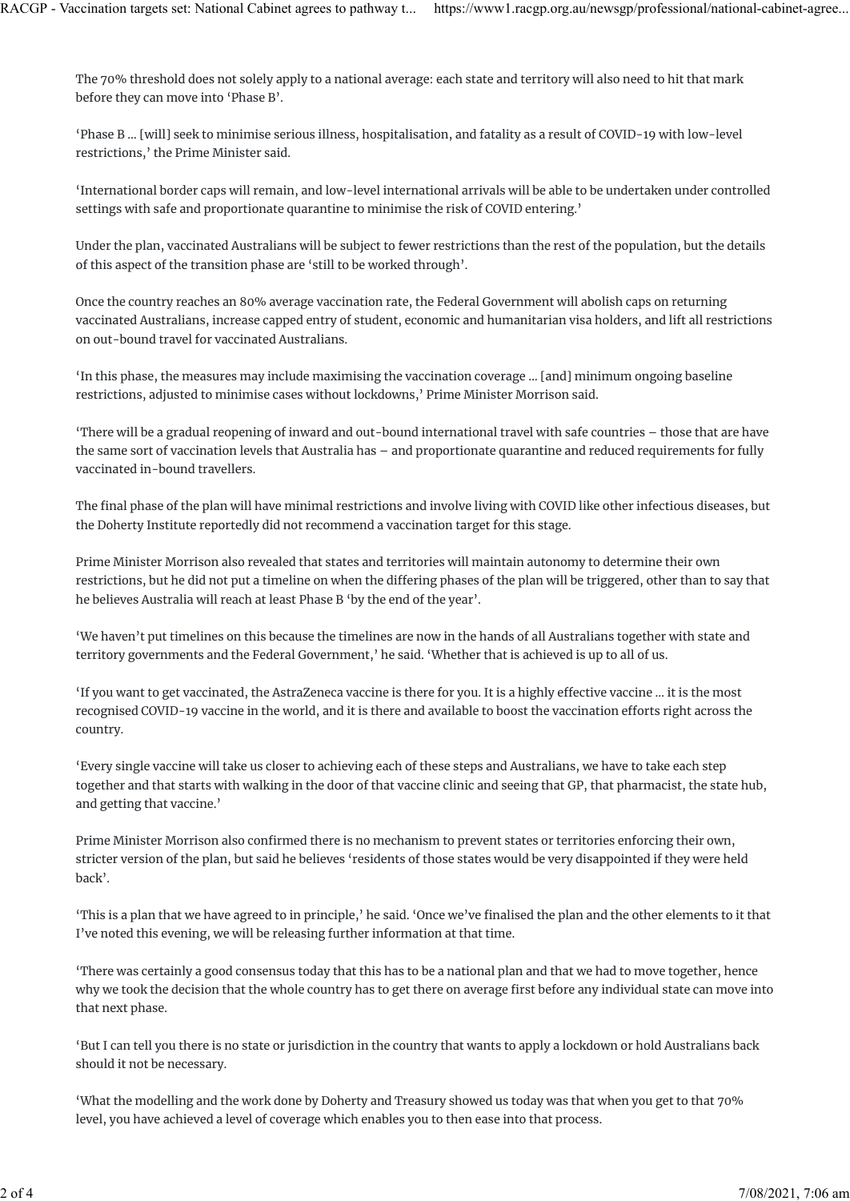The 70% threshold does not solely apply to a national average: each state and territory will also need to hit that mark before they can move into 'Phase B'.

'Phase B ... [will] seek to minimise serious illness, hospitalisation, and fatality as a result of COVID-19 with low-level restrictions,' the Prime Minister said.

'International border caps will remain, and low-level international arrivals will be able to be undertaken under controlled settings with safe and proportionate quarantine to minimise the risk of COVID entering.'

Under the plan, vaccinated Australians will be subject to fewer restrictions than the rest of the population, but the details of this aspect of the transition phase are 'still to be worked through'.

Once the country reaches an 80% average vaccination rate, the Federal Government will abolish caps on returning vaccinated Australians, increase capped entry of student, economic and humanitarian visa holders, and lift all restrictions on out-bound travel for vaccinated Australians.

'In this phase, the measures may include maximising the vaccination coverage ... [and] minimum ongoing baseline restrictions, adjusted to minimise cases without lockdowns,' Prime Minister Morrison said.

'There will be a gradual reopening of inward and out-bound international travel with safe countries – those that are have the same sort of vaccination levels that Australia has – and proportionate quarantine and reduced requirements for fully vaccinated in-bound travellers.

The final phase of the plan will have minimal restrictions and involve living with COVID like other infectious diseases, but the Doherty Institute reportedly did not recommend a vaccination target for this stage.

Prime Minister Morrison also revealed that states and territories will maintain autonomy to determine their own restrictions, but he did not put a timeline on when the differing phases of the plan will be triggered, other than to say that he believes Australia will reach at least Phase B 'by the end of the year'.

'We haven't put timelines on this because the timelines are now in the hands of all Australians together with state and territory governments and the Federal Government,' he said. 'Whether that is achieved is up to all of us.

'If you want to get vaccinated, the AstraZeneca vaccine is there for you. It is a highly effective vaccine ... it is the most recognised COVID-19 vaccine in the world, and it is there and available to boost the vaccination efforts right across the country.

'Every single vaccine will take us closer to achieving each of these steps and Australians, we have to take each step together and that starts with walking in the door of that vaccine clinic and seeing that GP, that pharmacist, the state hub, and getting that vaccine.'

Prime Minister Morrison also confirmed there is no mechanism to prevent states or territories enforcing their own, stricter version of the plan, but said he believes 'residents of those states would be very disappointed if they were held back'.

'This is a plan that we have agreed to in principle,' he said. 'Once we've finalised the plan and the other elements to it that I've noted this evening, we will be releasing further information at that time.

'There was certainly a good consensus today that this has to be a national plan and that we had to move together, hence why we took the decision that the whole country has to get there on average first before any individual state can move into that next phase.

'But I can tell you there is no state or jurisdiction in the country that wants to apply a lockdown or hold Australians back should it not be necessary.

'What the modelling and the work done by Doherty and Treasury showed us today was that when you get to that 70% level, you have achieved a level of coverage which enables you to then ease into that process.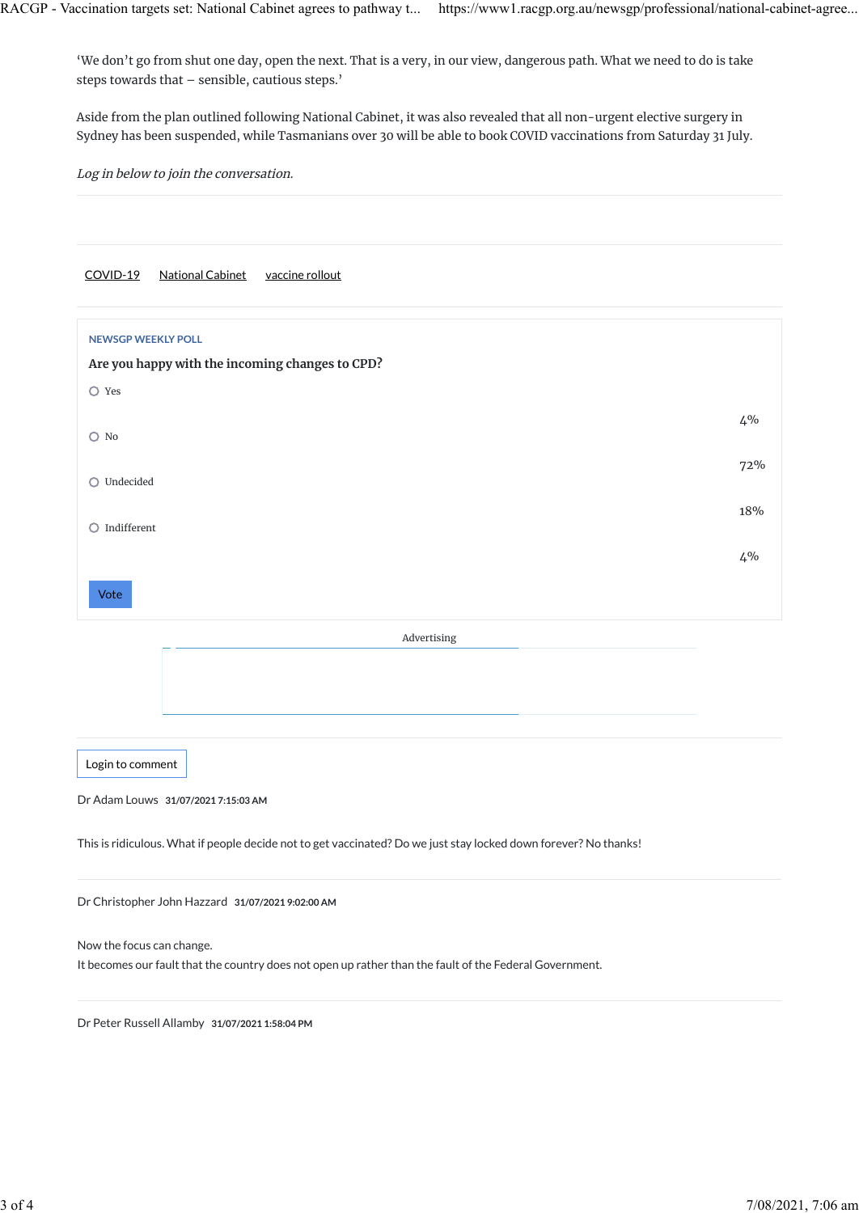'We don't go from shut one day, open the next. That is a very, in our view, dangerous path. What we need to do is take steps towards that – sensible, cautious steps.'

Aside from the plan outlined following National Cabinet, it was also revealed that all non-urgent elective surgery in Sydney has been suspended, while Tasmanians over 30 will be able to book COVID vaccinations from Saturday 31 July.

*Log in below to join the conversation.*

COVID-19 National Cabinet vaccine rollout

NEWSGP WEEKLY POLL

**Are you happy with the incoming changes to CPD?**

| Option | Result |
| --- | --- |
| Yes | 4% |
| No | 72% |
| Undecided | 18% |
| Indifferent | 4% |

Vote

Advertising

Login to comment

Dr Adam Louws 31/07/2021 7:15:03 AM

This is ridiculous. What if people decide not to get vaccinated? Do we just stay locked down forever? No thanks!

Dr Christopher John Hazzard 31/07/2021 9:02:00 AM

Now the focus can change.
It becomes our fault that the country does not open up rather than the fault of the Federal Government.

Dr Peter Russell Allamby 31/07/2021 1:58:04 PM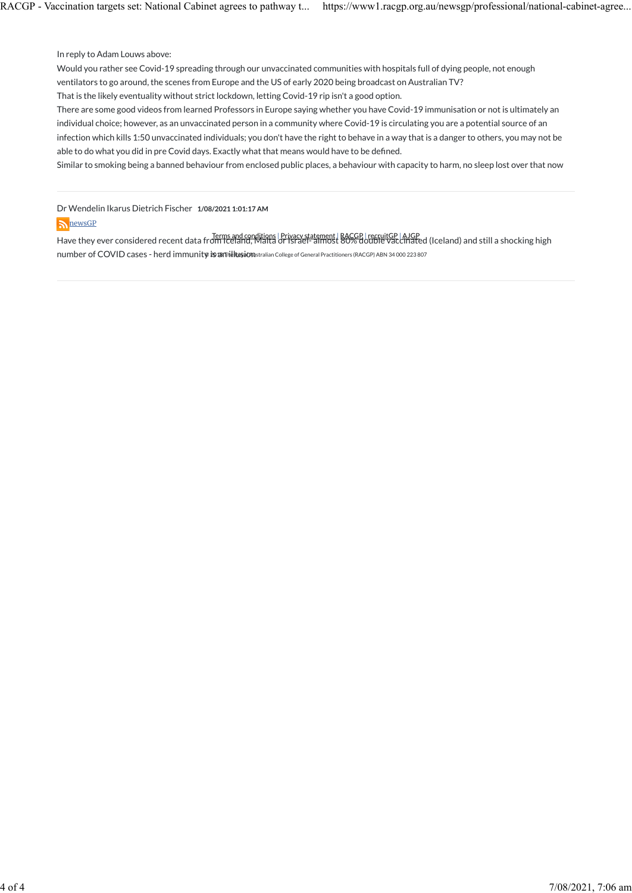In reply to Adam Louws above:

Would you rather see Covid-19 spreading through our unvaccinated communities with hospitals full of dying people, not enough ventilators to go around, the scenes from Europe and the US of early 2020 being broadcast on Australian TV?

That is the likely eventuality without strict lockdown, letting Covid-19 rip isn't a good option.

There are some good videos from learned Professors in Europe saying whether you have Covid-19 immunisation or not is ultimately an individual choice; however, as an unvaccinated person in a community where Covid-19 is circulating you are a potential source of an infection which kills 1:50 unvaccinated individuals; you don't have the right to behave in a way that is a danger to others, you may not be able to do what you did in pre Covid days. Exactly what that means would have to be defined.

Similar to smoking being a banned behaviour from enclosed public places, a behaviour with capacity to harm, no sleep lost over that now

---

Dr Wendelin Ikarus Dietrich Fischer **1/08/2021 1:01:17 AM**

Have they ever considered recent data from Iceland, Malta or Israel- almost 80% double vaccinated (Iceland) and still a shocking high number of COVID cases - herd immunity is an illusion

---

newsGP

Terms and conditions | Privacy statement | RACGP | recruitGP | AJGP

© The Royal Australian College of General Practitioners (RACGP) ABN 34 000 223 807